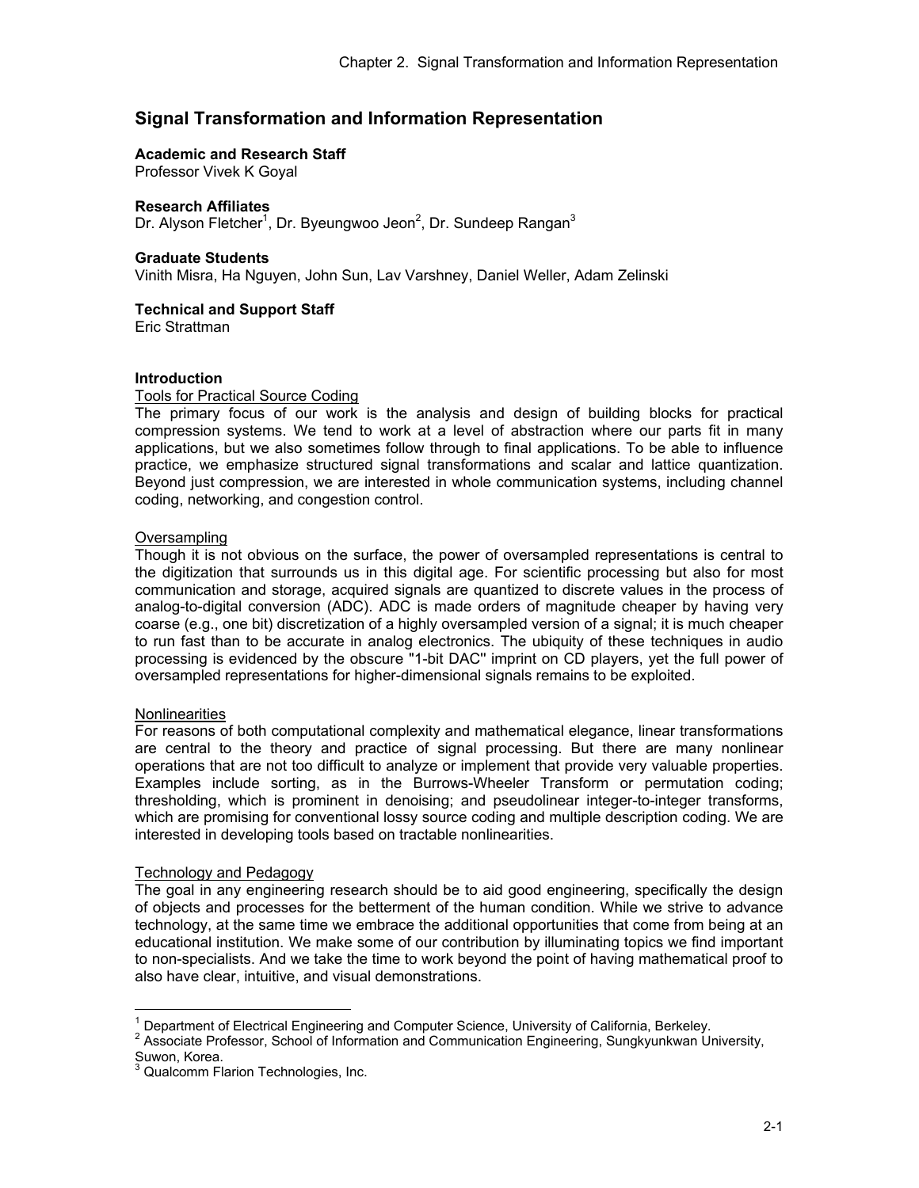# Signal Transformation and Information Representation

**Academic and Research Staff**
Professor Vivek K Goyal

**Research Affiliates**
Dr. Alyson Fletcher[1], Dr. Byeungwoo Jeon[2], Dr. Sundeep Rangan[3]

**Graduate Students**
Vinith Misra, Ha Nguyen, John Sun, Lav Varshney, Daniel Weller, Adam Zelinski

**Technical and Support Staff**
Eric Strattman

## Introduction

### Tools for Practical Source Coding

The primary focus of our work is the analysis and design of building blocks for practical compression systems. We tend to work at a level of abstraction where our parts fit in many applications, but we also sometimes follow through to final applications. To be able to influence practice, we emphasize structured signal transformations and scalar and lattice quantization. Beyond just compression, we are interested in whole communication systems, including channel coding, networking, and congestion control.

### Oversampling

Though it is not obvious on the surface, the power of oversampled representations is central to the digitization that surrounds us in this digital age. For scientific processing but also for most communication and storage, acquired signals are quantized to discrete values in the process of analog-to-digital conversion (ADC). ADC is made orders of magnitude cheaper by having very coarse (e.g., one bit) discretization of a highly oversampled version of a signal; it is much cheaper to run fast than to be accurate in analog electronics. The ubiquity of these techniques in audio processing is evidenced by the obscure "1-bit DAC" imprint on CD players, yet the full power of oversampled representations for higher-dimensional signals remains to be exploited.

### Nonlinearities

For reasons of both computational complexity and mathematical elegance, linear transformations are central to the theory and practice of signal processing. But there are many nonlinear operations that are not too difficult to analyze or implement that provide very valuable properties. Examples include sorting, as in the Burrows-Wheeler Transform or permutation coding; thresholding, which is prominent in denoising; and pseudolinear integer-to-integer transforms, which are promising for conventional lossy source coding and multiple description coding. We are interested in developing tools based on tractable nonlinearities.

### Technology and Pedagogy

The goal in any engineering research should be to aid good engineering, specifically the design of objects and processes for the betterment of the human condition. While we strive to advance technology, at the same time we embrace the additional opportunities that come from being at an educational institution. We make some of our contribution by illuminating topics we find important to non-specialists. And we take the time to work beyond the point of having mathematical proof to also have clear, intuitive, and visual demonstrations.

---

[1] Department of Electrical Engineering and Computer Science, University of California, Berkeley.
[2] Associate Professor, School of Information and Communication Engineering, Sungkyunkwan University, Suwon, Korea.
[3] Qualcomm Flarion Technologies, Inc.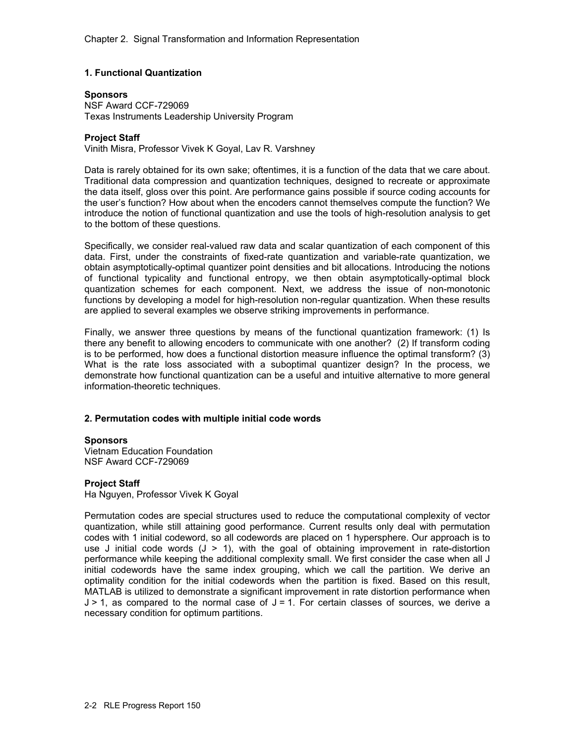## 1. Functional Quantization

**Sponsors**
NSF Award CCF-729069
Texas Instruments Leadership University Program

**Project Staff**
Vinith Misra, Professor Vivek K Goyal, Lav R. Varshney

Data is rarely obtained for its own sake; oftentimes, it is a function of the data that we care about. Traditional data compression and quantization techniques, designed to recreate or approximate the data itself, gloss over this point. Are performance gains possible if source coding accounts for the user's function? How about when the encoders cannot themselves compute the function? We introduce the notion of functional quantization and use the tools of high-resolution analysis to get to the bottom of these questions.

Specifically, we consider real-valued raw data and scalar quantization of each component of this data. First, under the constraints of fixed-rate quantization and variable-rate quantization, we obtain asymptotically-optimal quantizer point densities and bit allocations. Introducing the notions of functional typicality and functional entropy, we then obtain asymptotically-optimal block quantization schemes for each component. Next, we address the issue of non-monotonic functions by developing a model for high-resolution non-regular quantization. When these results are applied to several examples we observe striking improvements in performance.

Finally, we answer three questions by means of the functional quantization framework: (1) Is there any benefit to allowing encoders to communicate with one another? (2) If transform coding is to be performed, how does a functional distortion measure influence the optimal transform? (3) What is the rate loss associated with a suboptimal quantizer design? In the process, we demonstrate how functional quantization can be a useful and intuitive alternative to more general information-theoretic techniques.

## 2. Permutation codes with multiple initial code words

**Sponsors**
Vietnam Education Foundation
NSF Award CCF-729069

**Project Staff**
Ha Nguyen, Professor Vivek K Goyal

Permutation codes are special structures used to reduce the computational complexity of vector quantization, while still attaining good performance. Current results only deal with permutation codes with 1 initial codeword, so all codewords are placed on 1 hypersphere. Our approach is to use J initial code words ($J > 1$), with the goal of obtaining improvement in rate-distortion performance while keeping the additional complexity small. We first consider the case when all J initial codewords have the same index grouping, which we call the partition. We derive an optimality condition for the initial codewords when the partition is fixed. Based on this result, MATLAB is utilized to demonstrate a significant improvement in rate distortion performance when $J > 1$, as compared to the normal case of $J = 1$. For certain classes of sources, we derive a necessary condition for optimum partitions.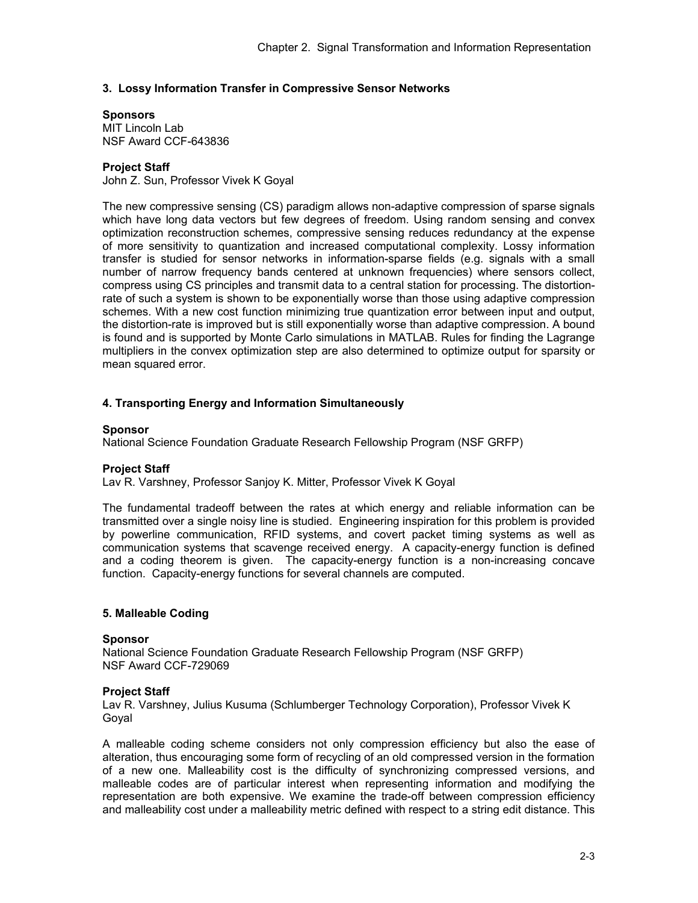### 3. Lossy Information Transfer in Compressive Sensor Networks

**Sponsors**
MIT Lincoln Lab
NSF Award CCF-643836

**Project Staff**
John Z. Sun, Professor Vivek K Goyal

The new compressive sensing (CS) paradigm allows non-adaptive compression of sparse signals which have long data vectors but few degrees of freedom. Using random sensing and convex optimization reconstruction schemes, compressive sensing reduces redundancy at the expense of more sensitivity to quantization and increased computational complexity. Lossy information transfer is studied for sensor networks in information-sparse fields (e.g. signals with a small number of narrow frequency bands centered at unknown frequencies) where sensors collect, compress using CS principles and transmit data to a central station for processing. The distortion-rate of such a system is shown to be exponentially worse than those using adaptive compression schemes. With a new cost function minimizing true quantization error between input and output, the distortion-rate is improved but is still exponentially worse than adaptive compression. A bound is found and is supported by Monte Carlo simulations in MATLAB. Rules for finding the Lagrange multipliers in the convex optimization step are also determined to optimize output for sparsity or mean squared error.

### 4. Transporting Energy and Information Simultaneously

**Sponsor**
National Science Foundation Graduate Research Fellowship Program (NSF GRFP)

**Project Staff**
Lav R. Varshney, Professor Sanjoy K. Mitter, Professor Vivek K Goyal

The fundamental tradeoff between the rates at which energy and reliable information can be transmitted over a single noisy line is studied. Engineering inspiration for this problem is provided by powerline communication, RFID systems, and covert packet timing systems as well as communication systems that scavenge received energy. A capacity-energy function is defined and a coding theorem is given. The capacity-energy function is a non-increasing concave function. Capacity-energy functions for several channels are computed.

### 5. Malleable Coding

**Sponsor**
National Science Foundation Graduate Research Fellowship Program (NSF GRFP)
NSF Award CCF-729069

**Project Staff**
Lav R. Varshney, Julius Kusuma (Schlumberger Technology Corporation), Professor Vivek K Goyal

A malleable coding scheme considers not only compression efficiency but also the ease of alteration, thus encouraging some form of recycling of an old compressed version in the formation of a new one. Malleability cost is the difficulty of synchronizing compressed versions, and malleable codes are of particular interest when representing information and modifying the representation are both expensive. We examine the trade-off between compression efficiency and malleability cost under a malleability metric defined with respect to a string edit distance. This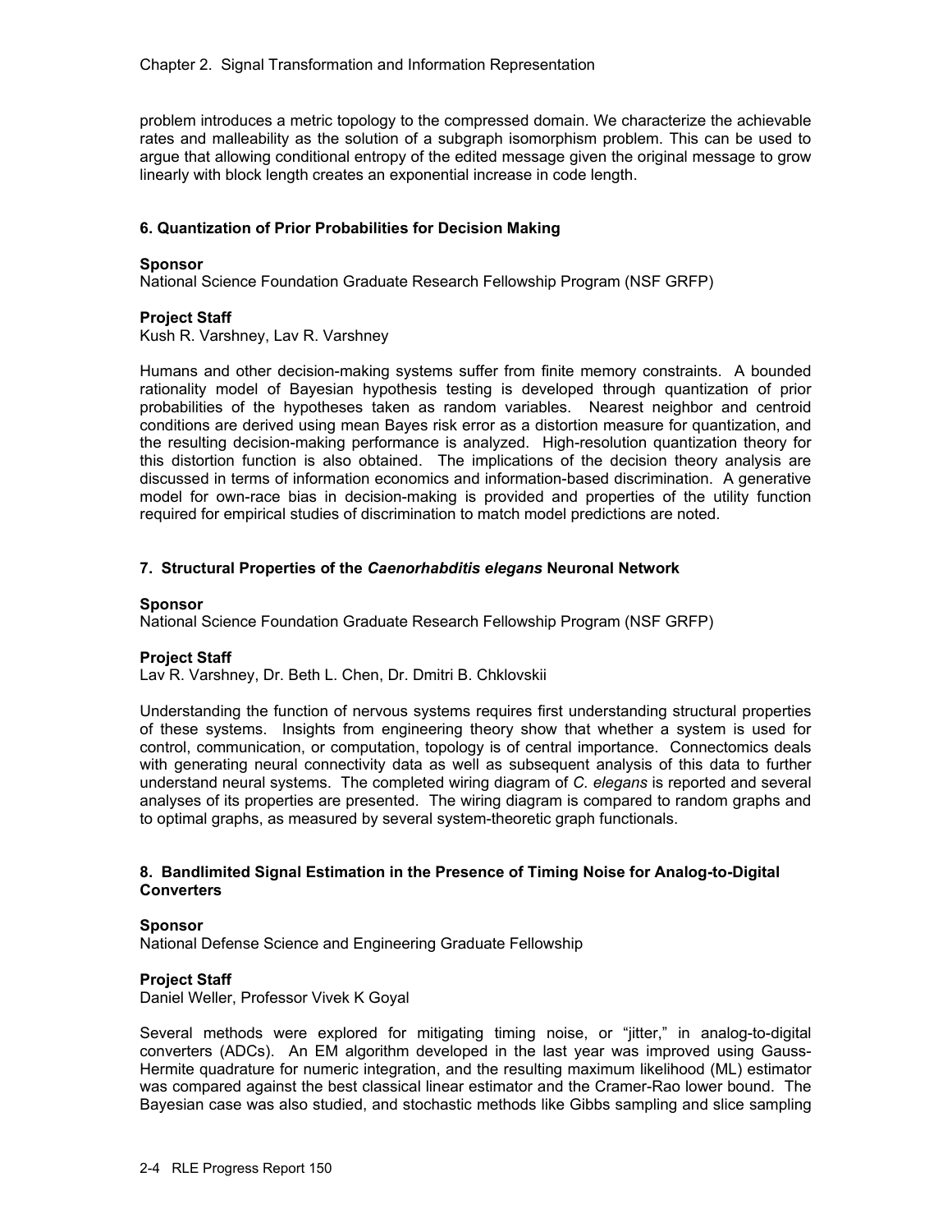problem introduces a metric topology to the compressed domain. We characterize the achievable rates and malleability as the solution of a subgraph isomorphism problem. This can be used to argue that allowing conditional entropy of the edited message given the original message to grow linearly with block length creates an exponential increase in code length.

### 6. Quantization of Prior Probabilities for Decision Making

**Sponsor**
National Science Foundation Graduate Research Fellowship Program (NSF GRFP)

**Project Staff**
Kush R. Varshney, Lav R. Varshney

Humans and other decision-making systems suffer from finite memory constraints. A bounded rationality model of Bayesian hypothesis testing is developed through quantization of prior probabilities of the hypotheses taken as random variables. Nearest neighbor and centroid conditions are derived using mean Bayes risk error as a distortion measure for quantization, and the resulting decision-making performance is analyzed. High-resolution quantization theory for this distortion function is also obtained. The implications of the decision theory analysis are discussed in terms of information economics and information-based discrimination. A generative model for own-race bias in decision-making is provided and properties of the utility function required for empirical studies of discrimination to match model predictions are noted.

### 7. Structural Properties of the *Caenorhabditis elegans* Neuronal Network

**Sponsor**
National Science Foundation Graduate Research Fellowship Program (NSF GRFP)

**Project Staff**
Lav R. Varshney, Dr. Beth L. Chen, Dr. Dmitri B. Chklovskii

Understanding the function of nervous systems requires first understanding structural properties of these systems. Insights from engineering theory show that whether a system is used for control, communication, or computation, topology is of central importance. Connectomics deals with generating neural connectivity data as well as subsequent analysis of this data to further understand neural systems. The completed wiring diagram of *C. elegans* is reported and several analyses of its properties are presented. The wiring diagram is compared to random graphs and to optimal graphs, as measured by several system-theoretic graph functionals.

### 8. Bandlimited Signal Estimation in the Presence of Timing Noise for Analog-to-Digital Converters

**Sponsor**
National Defense Science and Engineering Graduate Fellowship

**Project Staff**
Daniel Weller, Professor Vivek K Goyal

Several methods were explored for mitigating timing noise, or "jitter," in analog-to-digital converters (ADCs). An EM algorithm developed in the last year was improved using Gauss-Hermite quadrature for numeric integration, and the resulting maximum likelihood (ML) estimator was compared against the best classical linear estimator and the Cramer-Rao lower bound. The Bayesian case was also studied, and stochastic methods like Gibbs sampling and slice sampling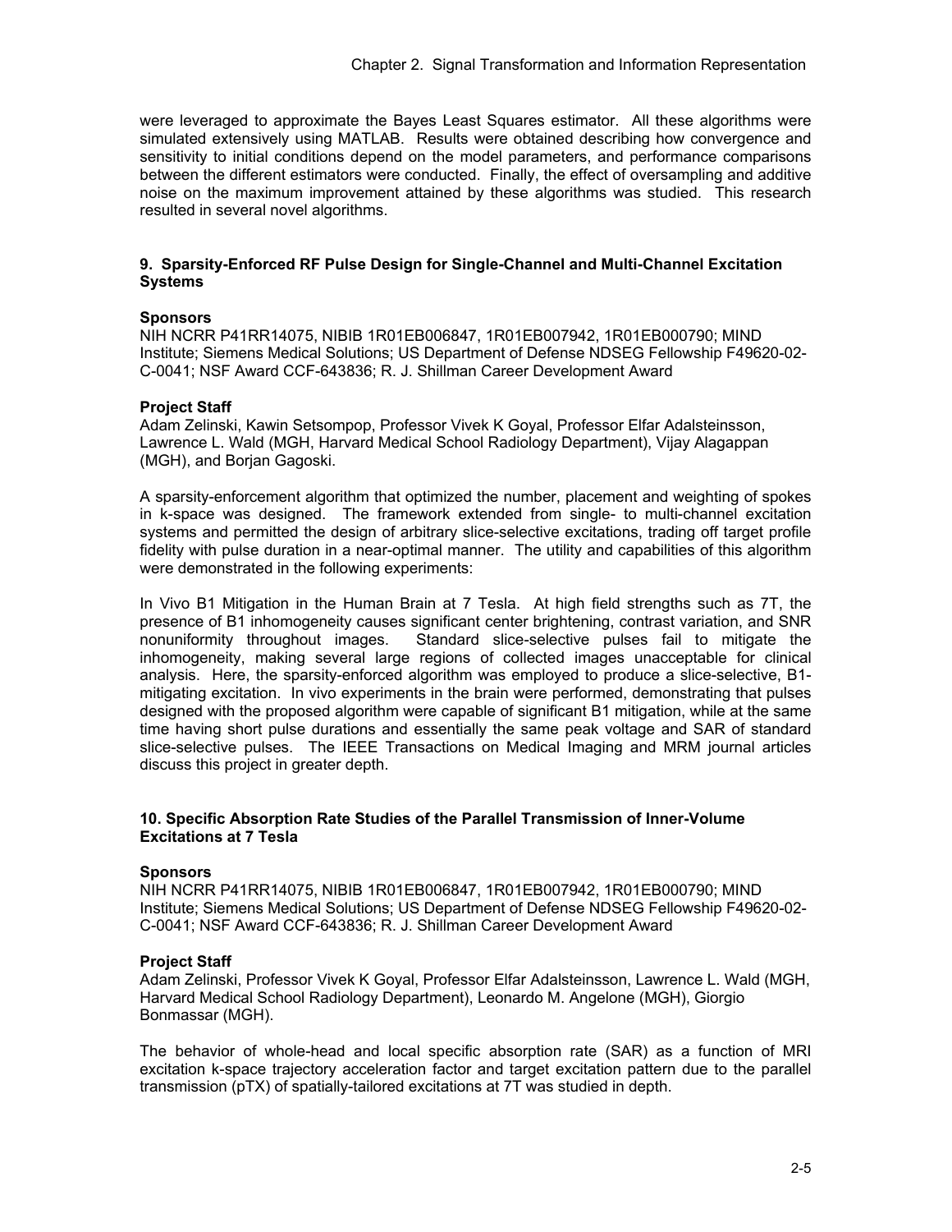were leveraged to approximate the Bayes Least Squares estimator. All these algorithms were simulated extensively using MATLAB. Results were obtained describing how convergence and sensitivity to initial conditions depend on the model parameters, and performance comparisons between the different estimators were conducted. Finally, the effect of oversampling and additive noise on the maximum improvement attained by these algorithms was studied. This research resulted in several novel algorithms.

### 9. Sparsity-Enforced RF Pulse Design for Single-Channel and Multi-Channel Excitation Systems

**Sponsors**

NIH NCRR P41RR14075, NIBIB 1R01EB006847, 1R01EB007942, 1R01EB000790; MIND Institute; Siemens Medical Solutions; US Department of Defense NDSEG Fellowship F49620-02-C-0041; NSF Award CCF-643836; R. J. Shillman Career Development Award

**Project Staff**

Adam Zelinski, Kawin Setsompop, Professor Vivek K Goyal, Professor Elfar Adalsteinsson, Lawrence L. Wald (MGH, Harvard Medical School Radiology Department), Vijay Alagappan (MGH), and Borjan Gagoski.

A sparsity-enforcement algorithm that optimized the number, placement and weighting of spokes in k-space was designed. The framework extended from single- to multi-channel excitation systems and permitted the design of arbitrary slice-selective excitations, trading off target profile fidelity with pulse duration in a near-optimal manner. The utility and capabilities of this algorithm were demonstrated in the following experiments:

In Vivo B1 Mitigation in the Human Brain at 7 Tesla. At high field strengths such as 7T, the presence of B1 inhomogeneity causes significant center brightening, contrast variation, and SNR nonuniformity throughout images. Standard slice-selective pulses fail to mitigate the inhomogeneity, making several large regions of collected images unacceptable for clinical analysis. Here, the sparsity-enforced algorithm was employed to produce a slice-selective, B1-mitigating excitation. In vivo experiments in the brain were performed, demonstrating that pulses designed with the proposed algorithm were capable of significant B1 mitigation, while at the same time having short pulse durations and essentially the same peak voltage and SAR of standard slice-selective pulses. The IEEE Transactions on Medical Imaging and MRM journal articles discuss this project in greater depth.

### 10. Specific Absorption Rate Studies of the Parallel Transmission of Inner-Volume Excitations at 7 Tesla

**Sponsors**

NIH NCRR P41RR14075, NIBIB 1R01EB006847, 1R01EB007942, 1R01EB000790; MIND Institute; Siemens Medical Solutions; US Department of Defense NDSEG Fellowship F49620-02-C-0041; NSF Award CCF-643836; R. J. Shillman Career Development Award

**Project Staff**

Adam Zelinski, Professor Vivek K Goyal, Professor Elfar Adalsteinsson, Lawrence L. Wald (MGH, Harvard Medical School Radiology Department), Leonardo M. Angelone (MGH), Giorgio Bonmassar (MGH).

The behavior of whole-head and local specific absorption rate (SAR) as a function of MRI excitation k-space trajectory acceleration factor and target excitation pattern due to the parallel transmission (pTX) of spatially-tailored excitations at 7T was studied in depth.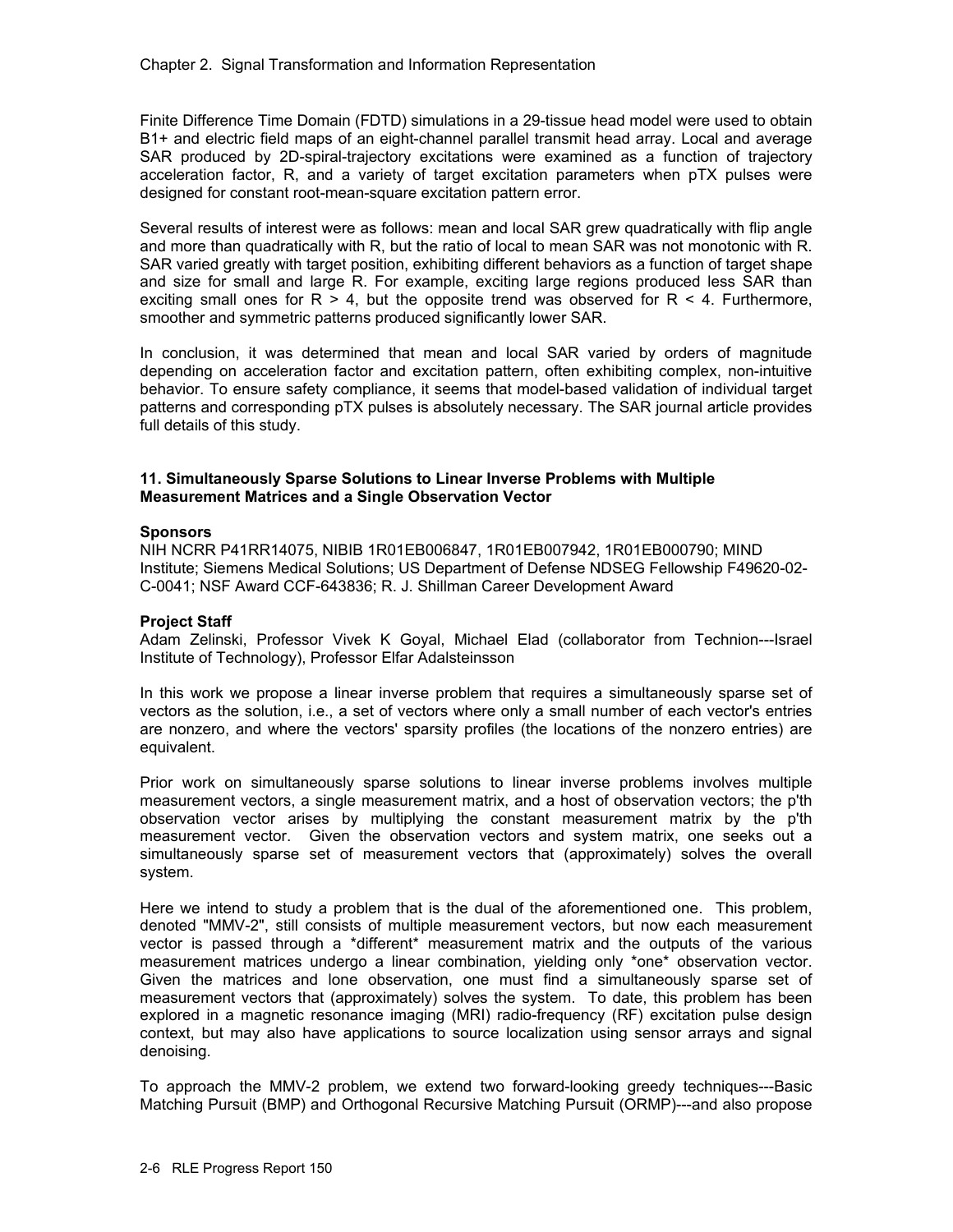Finite Difference Time Domain (FDTD) simulations in a 29-tissue head model were used to obtain B1+ and electric field maps of an eight-channel parallel transmit head array. Local and average SAR produced by 2D-spiral-trajectory excitations were examined as a function of trajectory acceleration factor, R, and a variety of target excitation parameters when pTX pulses were designed for constant root-mean-square excitation pattern error.

Several results of interest were as follows: mean and local SAR grew quadratically with flip angle and more than quadratically with R, but the ratio of local to mean SAR was not monotonic with R. SAR varied greatly with target position, exhibiting different behaviors as a function of target shape and size for small and large R. For example, exciting large regions produced less SAR than exciting small ones for $R > 4$, but the opposite trend was observed for $R < 4$. Furthermore, smoother and symmetric patterns produced significantly lower SAR.

In conclusion, it was determined that mean and local SAR varied by orders of magnitude depending on acceleration factor and excitation pattern, often exhibiting complex, non-intuitive behavior. To ensure safety compliance, it seems that model-based validation of individual target patterns and corresponding pTX pulses is absolutely necessary. The SAR journal article provides full details of this study.

### 11. Simultaneously Sparse Solutions to Linear Inverse Problems with Multiple Measurement Matrices and a Single Observation Vector

**Sponsors**

NIH NCRR P41RR14075, NIBIB 1R01EB006847, 1R01EB007942, 1R01EB000790; MIND Institute; Siemens Medical Solutions; US Department of Defense NDSEG Fellowship F49620-02-C-0041; NSF Award CCF-643836; R. J. Shillman Career Development Award

**Project Staff**

Adam Zelinski, Professor Vivek K Goyal, Michael Elad (collaborator from Technion---Israel Institute of Technology), Professor Elfar Adalsteinsson

In this work we propose a linear inverse problem that requires a simultaneously sparse set of vectors as the solution, i.e., a set of vectors where only a small number of each vector's entries are nonzero, and where the vectors' sparsity profiles (the locations of the nonzero entries) are equivalent.

Prior work on simultaneously sparse solutions to linear inverse problems involves multiple measurement vectors, a single measurement matrix, and a host of observation vectors; the p'th observation vector arises by multiplying the constant measurement matrix by the p'th measurement vector. Given the observation vectors and system matrix, one seeks out a simultaneously sparse set of measurement vectors that (approximately) solves the overall system.

Here we intend to study a problem that is the dual of the aforementioned one. This problem, denoted "MMV-2", still consists of multiple measurement vectors, but now each measurement vector is passed through a *different* measurement matrix and the outputs of the various measurement matrices undergo a linear combination, yielding only *one* observation vector. Given the matrices and lone observation, one must find a simultaneously sparse set of measurement vectors that (approximately) solves the system. To date, this problem has been explored in a magnetic resonance imaging (MRI) radio-frequency (RF) excitation pulse design context, but may also have applications to source localization using sensor arrays and signal denoising.

To approach the MMV-2 problem, we extend two forward-looking greedy techniques---Basic Matching Pursuit (BMP) and Orthogonal Recursive Matching Pursuit (ORMP)---and also propose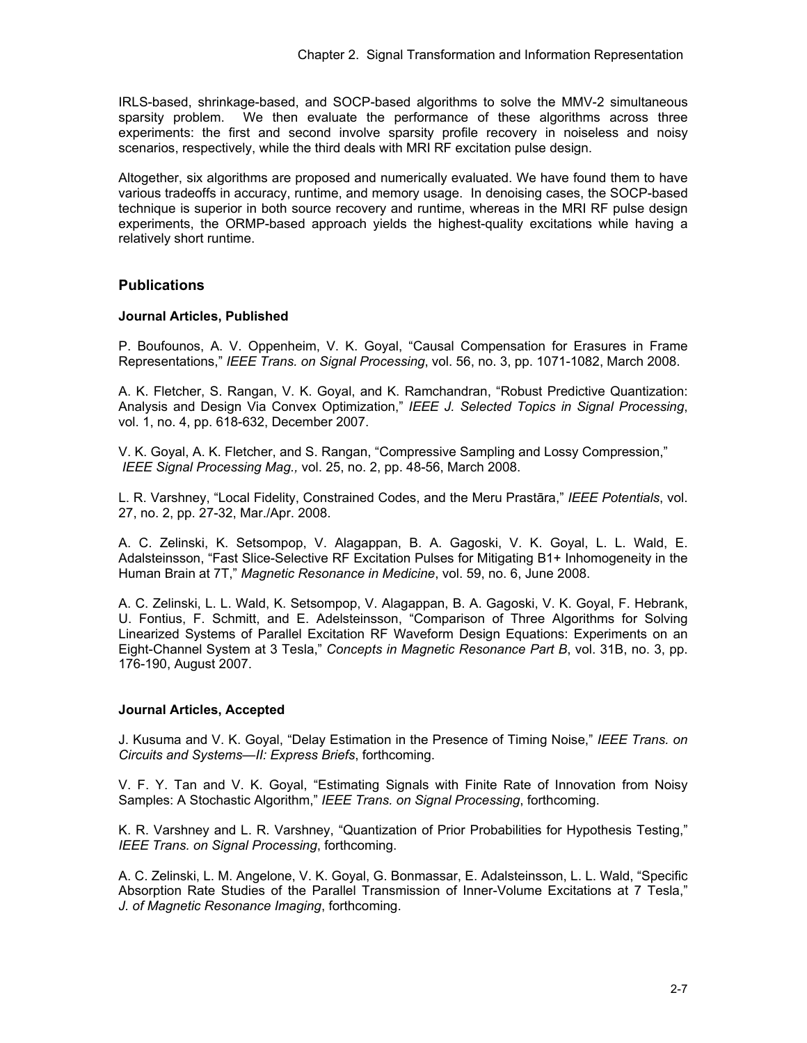IRLS-based, shrinkage-based, and SOCP-based algorithms to solve the MMV-2 simultaneous sparsity problem. We then evaluate the performance of these algorithms across three experiments: the first and second involve sparsity profile recovery in noiseless and noisy scenarios, respectively, while the third deals with MRI RF excitation pulse design.

Altogether, six algorithms are proposed and numerically evaluated. We have found them to have various tradeoffs in accuracy, runtime, and memory usage. In denoising cases, the SOCP-based technique is superior in both source recovery and runtime, whereas in the MRI RF pulse design experiments, the ORMP-based approach yields the highest-quality excitations while having a relatively short runtime.

## Publications

### Journal Articles, Published

P. Boufounos, A. V. Oppenheim, V. K. Goyal, "Causal Compensation for Erasures in Frame Representations," *IEEE Trans. on Signal Processing*, vol. 56, no. 3, pp. 1071-1082, March 2008.

A. K. Fletcher, S. Rangan, V. K. Goyal, and K. Ramchandran, "Robust Predictive Quantization: Analysis and Design Via Convex Optimization," *IEEE J. Selected Topics in Signal Processing*, vol. 1, no. 4, pp. 618-632, December 2007.

V. K. Goyal, A. K. Fletcher, and S. Rangan, "Compressive Sampling and Lossy Compression," *IEEE Signal Processing Mag.,* vol. 25, no. 2, pp. 48-56, March 2008.

L. R. Varshney, "Local Fidelity, Constrained Codes, and the Meru Prastāra," *IEEE Potentials*, vol. 27, no. 2, pp. 27-32, Mar./Apr. 2008.

A. C. Zelinski, K. Setsompop, V. Alagappan, B. A. Gagoski, V. K. Goyal, L. L. Wald, E. Adalsteinsson, "Fast Slice-Selective RF Excitation Pulses for Mitigating B1+ Inhomogeneity in the Human Brain at 7T," *Magnetic Resonance in Medicine*, vol. 59, no. 6, June 2008.

A. C. Zelinski, L. L. Wald, K. Setsompop, V. Alagappan, B. A. Gagoski, V. K. Goyal, F. Hebrank, U. Fontius, F. Schmitt, and E. Adalsteinsson, "Comparison of Three Algorithms for Solving Linearized Systems of Parallel Excitation RF Waveform Design Equations: Experiments on an Eight-Channel System at 3 Tesla," *Concepts in Magnetic Resonance Part B*, vol. 31B, no. 3, pp. 176-190, August 2007.

### Journal Articles, Accepted

J. Kusuma and V. K. Goyal, "Delay Estimation in the Presence of Timing Noise," *IEEE Trans. on Circuits and Systems—II: Express Briefs*, forthcoming.

V. F. Y. Tan and V. K. Goyal, "Estimating Signals with Finite Rate of Innovation from Noisy Samples: A Stochastic Algorithm," *IEEE Trans. on Signal Processing*, forthcoming.

K. R. Varshney and L. R. Varshney, "Quantization of Prior Probabilities for Hypothesis Testing," *IEEE Trans. on Signal Processing*, forthcoming.

A. C. Zelinski, L. M. Angelone, V. K. Goyal, G. Bonmassar, E. Adalsteinsson, L. L. Wald, "Specific Absorption Rate Studies of the Parallel Transmission of Inner-Volume Excitations at 7 Tesla," *J. of Magnetic Resonance Imaging*, forthcoming.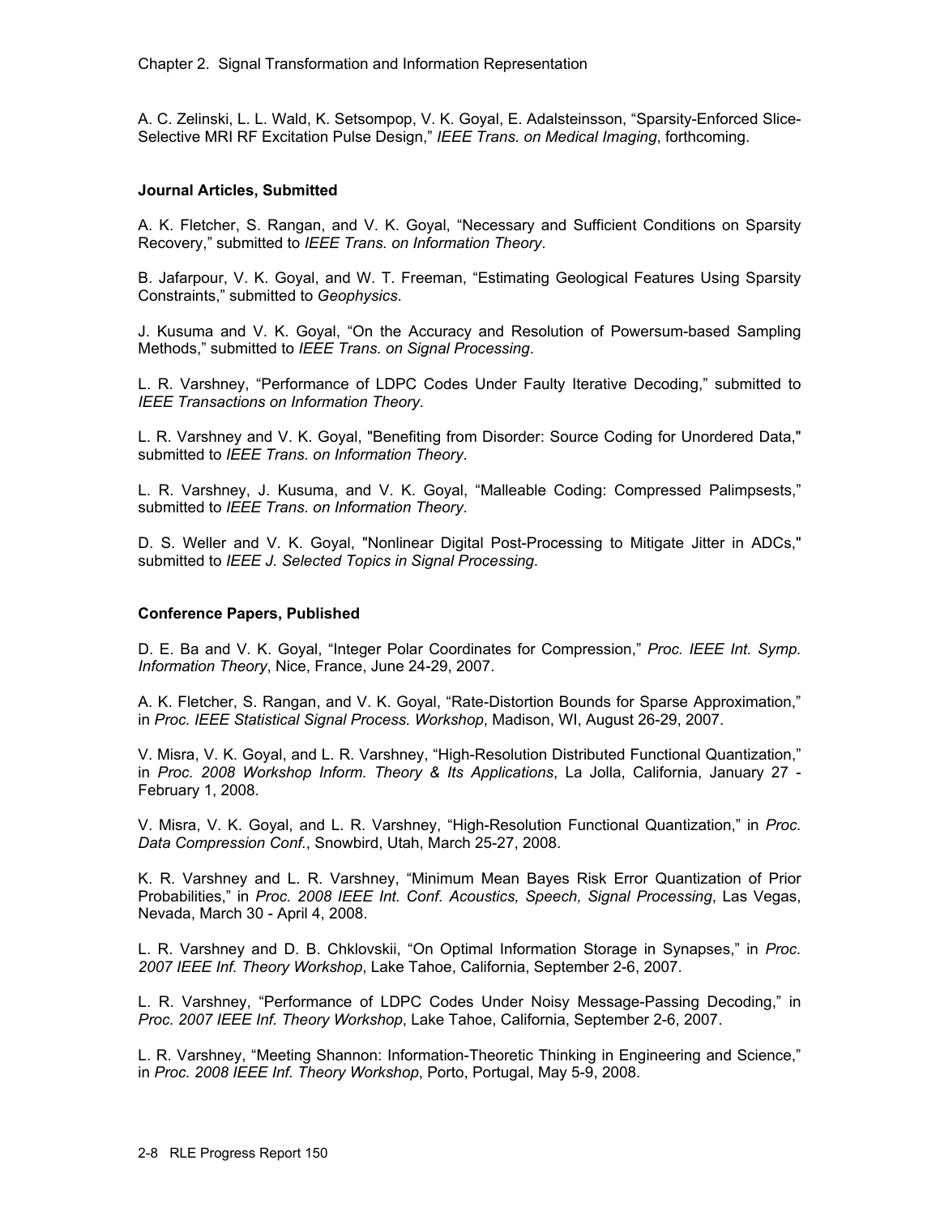A. C. Zelinski, L. L. Wald, K. Setsompop, V. K. Goyal, E. Adalsteinsson, "Sparsity-Enforced Slice-Selective MRI RF Excitation Pulse Design," *IEEE Trans. on Medical Imaging*, forthcoming.

### Journal Articles, Submitted

A. K. Fletcher, S. Rangan, and V. K. Goyal, "Necessary and Sufficient Conditions on Sparsity Recovery," submitted to *IEEE Trans. on Information Theory*.

B. Jafarpour, V. K. Goyal, and W. T. Freeman, "Estimating Geological Features Using Sparsity Constraints," submitted to *Geophysics*.

J. Kusuma and V. K. Goyal, "On the Accuracy and Resolution of Powersum-based Sampling Methods," submitted to *IEEE Trans. on Signal Processing*.

L. R. Varshney, "Performance of LDPC Codes Under Faulty Iterative Decoding," submitted to *IEEE Transactions on Information Theory*.

L. R. Varshney and V. K. Goyal, "Benefiting from Disorder: Source Coding for Unordered Data," submitted to *IEEE Trans. on Information Theory*.

L. R. Varshney, J. Kusuma, and V. K. Goyal, "Malleable Coding: Compressed Palimpsests," submitted to *IEEE Trans. on Information Theory*.

D. S. Weller and V. K. Goyal, "Nonlinear Digital Post-Processing to Mitigate Jitter in ADCs," submitted to *IEEE J. Selected Topics in Signal Processing*.

### Conference Papers, Published

D. E. Ba and V. K. Goyal, "Integer Polar Coordinates for Compression," *Proc. IEEE Int. Symp. Information Theory*, Nice, France, June 24-29, 2007.

A. K. Fletcher, S. Rangan, and V. K. Goyal, "Rate-Distortion Bounds for Sparse Approximation," in *Proc. IEEE Statistical Signal Process. Workshop*, Madison, WI, August 26-29, 2007.

V. Misra, V. K. Goyal, and L. R. Varshney, "High-Resolution Distributed Functional Quantization," in *Proc. 2008 Workshop Inform. Theory & Its Applications*, La Jolla, California, January 27 - February 1, 2008.

V. Misra, V. K. Goyal, and L. R. Varshney, "High-Resolution Functional Quantization," in *Proc. Data Compression Conf.*, Snowbird, Utah, March 25-27, 2008.

K. R. Varshney and L. R. Varshney, "Minimum Mean Bayes Risk Error Quantization of Prior Probabilities," in *Proc. 2008 IEEE Int. Conf. Acoustics, Speech, Signal Processing*, Las Vegas, Nevada, March 30 - April 4, 2008.

L. R. Varshney and D. B. Chklovskii, "On Optimal Information Storage in Synapses," in *Proc. 2007 IEEE Inf. Theory Workshop*, Lake Tahoe, California, September 2-6, 2007.

L. R. Varshney, "Performance of LDPC Codes Under Noisy Message-Passing Decoding," in *Proc. 2007 IEEE Inf. Theory Workshop*, Lake Tahoe, California, September 2-6, 2007.

L. R. Varshney, "Meeting Shannon: Information-Theoretic Thinking in Engineering and Science," in *Proc. 2008 IEEE Inf. Theory Workshop*, Porto, Portugal, May 5-9, 2008.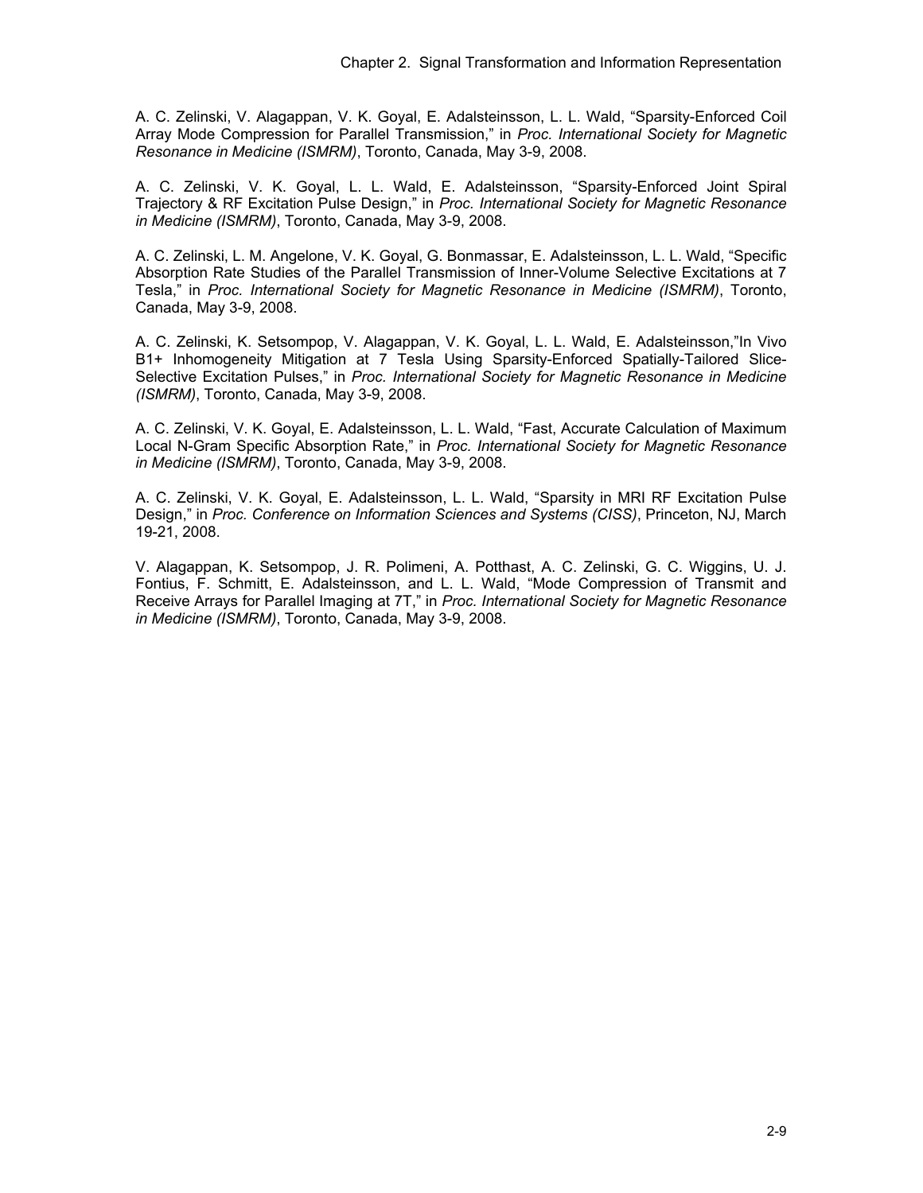A. C. Zelinski, V. Alagappan, V. K. Goyal, E. Adalsteinsson, L. L. Wald, “Sparsity-Enforced Coil Array Mode Compression for Parallel Transmission,” in *Proc. International Society for Magnetic Resonance in Medicine (ISMRM)*, Toronto, Canada, May 3-9, 2008.

A. C. Zelinski, V. K. Goyal, L. L. Wald, E. Adalsteinsson, “Sparsity-Enforced Joint Spiral Trajectory & RF Excitation Pulse Design,” in *Proc. International Society for Magnetic Resonance in Medicine (ISMRM)*, Toronto, Canada, May 3-9, 2008.

A. C. Zelinski, L. M. Angelone, V. K. Goyal, G. Bonmassar, E. Adalsteinsson, L. L. Wald, “Specific Absorption Rate Studies of the Parallel Transmission of Inner-Volume Selective Excitations at 7 Tesla,” in *Proc. International Society for Magnetic Resonance in Medicine (ISMRM)*, Toronto, Canada, May 3-9, 2008.

A. C. Zelinski, K. Setsompop, V. Alagappan, V. K. Goyal, L. L. Wald, E. Adalsteinsson,”In Vivo B1+ Inhomogeneity Mitigation at 7 Tesla Using Sparsity-Enforced Spatially-Tailored Slice-Selective Excitation Pulses,” in *Proc. International Society for Magnetic Resonance in Medicine (ISMRM)*, Toronto, Canada, May 3-9, 2008.

A. C. Zelinski, V. K. Goyal, E. Adalsteinsson, L. L. Wald, “Fast, Accurate Calculation of Maximum Local N-Gram Specific Absorption Rate,” in *Proc. International Society for Magnetic Resonance in Medicine (ISMRM)*, Toronto, Canada, May 3-9, 2008.

A. C. Zelinski, V. K. Goyal, E. Adalsteinsson, L. L. Wald, “Sparsity in MRI RF Excitation Pulse Design,” in *Proc. Conference on Information Sciences and Systems (CISS)*, Princeton, NJ, March 19-21, 2008.

V. Alagappan, K. Setsompop, J. R. Polimeni, A. Potthast, A. C. Zelinski, G. C. Wiggins, U. J. Fontius, F. Schmitt, E. Adalsteinsson, and L. L. Wald, “Mode Compression of Transmit and Receive Arrays for Parallel Imaging at 7T,” in *Proc. International Society for Magnetic Resonance in Medicine (ISMRM)*, Toronto, Canada, May 3-9, 2008.